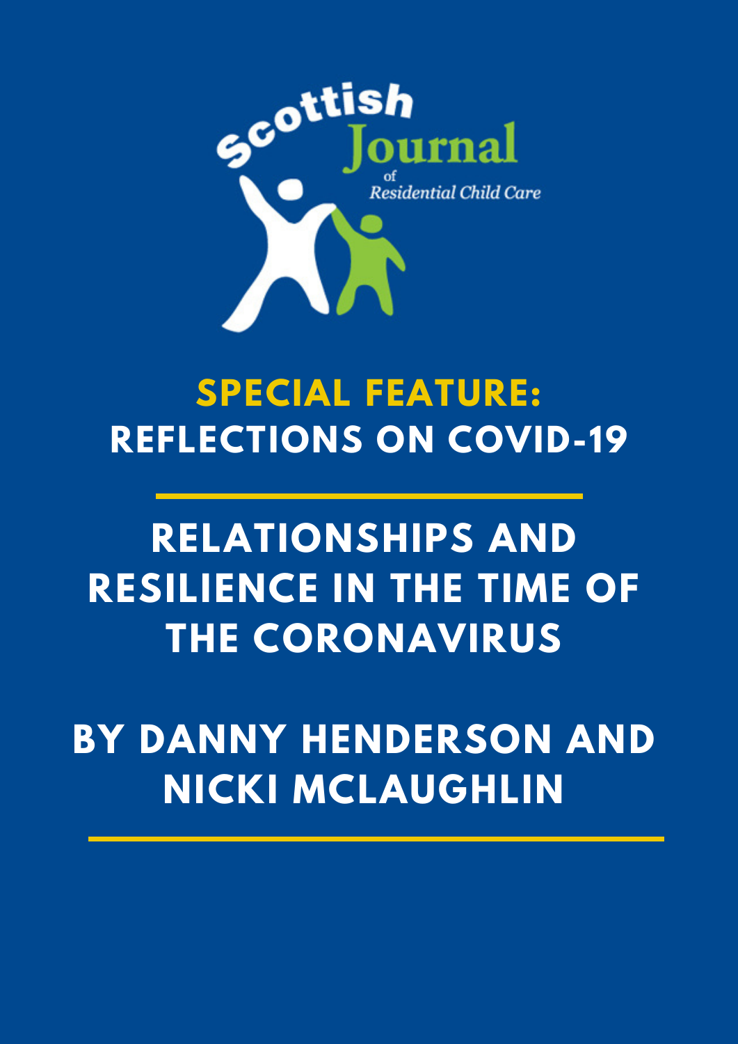Scottish Journal of Residential Child Care

# SPECIAL FEATURE: REFLECTIONS ON COVID-19

# RELATIONSHIPS AND RESILIENCE IN THE TIME OF THE CORONAVIRUS

## BY DANNY HENDERSON AND NICKI MCLAUGHLIN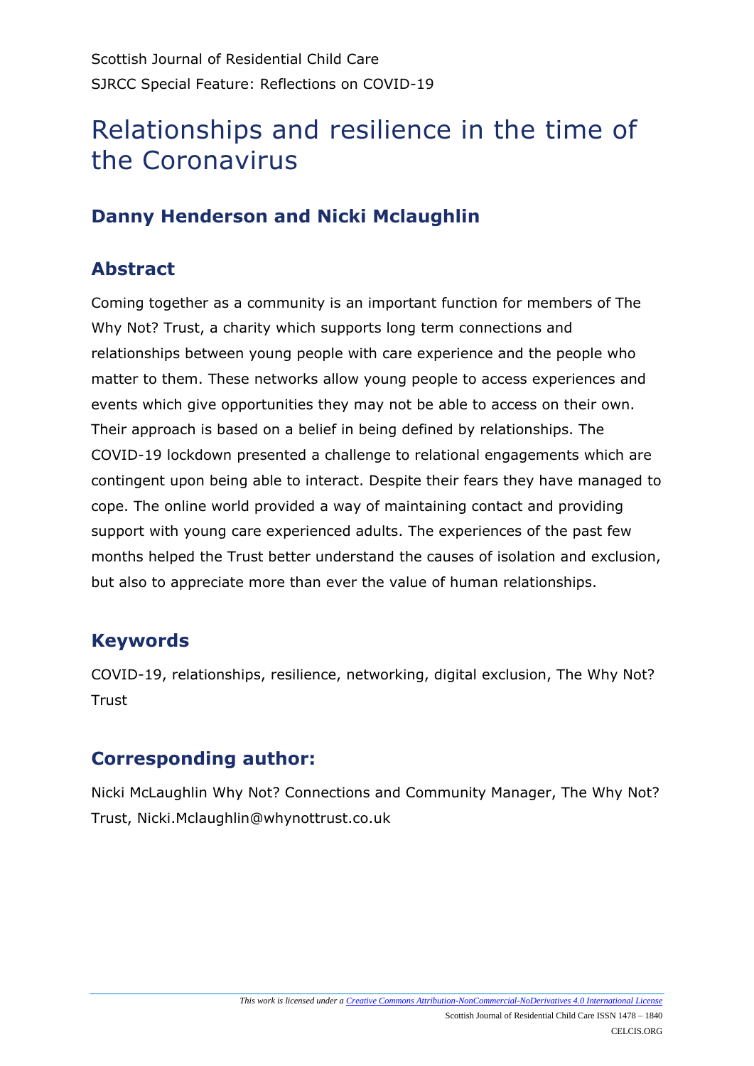Scottish Journal of Residential Child Care
SJRCC Special Feature: Reflections on COVID-19

# Relationships and resilience in the time of the Coronavirus

## Danny Henderson and Nicki Mclaughlin

## Abstract

Coming together as a community is an important function for members of The Why Not? Trust, a charity which supports long term connections and relationships between young people with care experience and the people who matter to them. These networks allow young people to access experiences and events which give opportunities they may not be able to access on their own. Their approach is based on a belief in being defined by relationships. The COVID-19 lockdown presented a challenge to relational engagements which are contingent upon being able to interact. Despite their fears they have managed to cope. The online world provided a way of maintaining contact and providing support with young care experienced adults. The experiences of the past few months helped the Trust better understand the causes of isolation and exclusion, but also to appreciate more than ever the value of human relationships.

## Keywords

COVID-19, relationships, resilience, networking, digital exclusion, The Why Not? Trust

## Corresponding author:

Nicki McLaughlin Why Not? Connections and Community Manager, The Why Not? Trust, Nicki.Mclaughlin@whynottrust.co.uk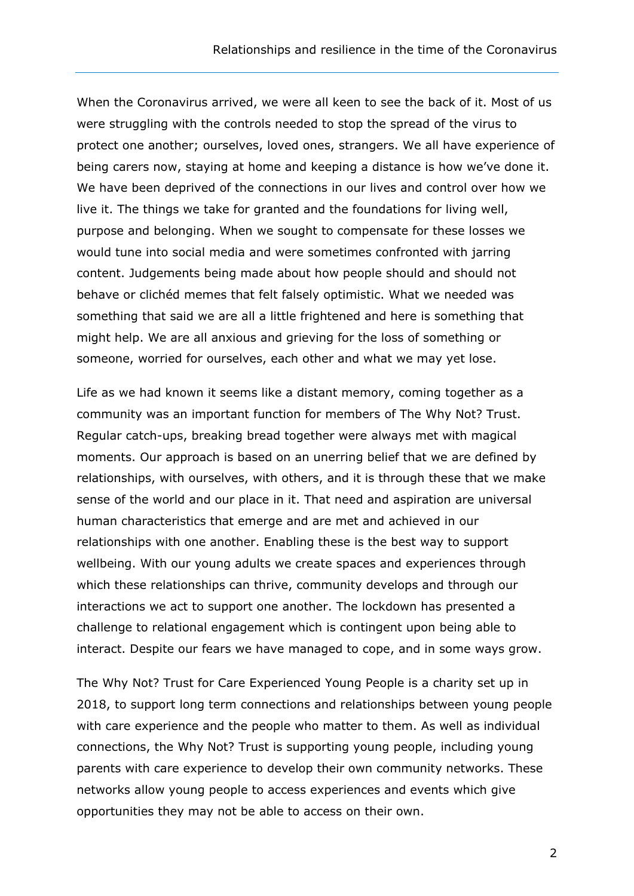When the Coronavirus arrived, we were all keen to see the back of it. Most of us were struggling with the controls needed to stop the spread of the virus to protect one another; ourselves, loved ones, strangers. We all have experience of being carers now, staying at home and keeping a distance is how we've done it. We have been deprived of the connections in our lives and control over how we live it. The things we take for granted and the foundations for living well, purpose and belonging. When we sought to compensate for these losses we would tune into social media and were sometimes confronted with jarring content. Judgements being made about how people should and should not behave or clichéd memes that felt falsely optimistic. What we needed was something that said we are all a little frightened and here is something that might help. We are all anxious and grieving for the loss of something or someone, worried for ourselves, each other and what we may yet lose.

Life as we had known it seems like a distant memory, coming together as a community was an important function for members of The Why Not? Trust. Regular catch-ups, breaking bread together were always met with magical moments. Our approach is based on an unerring belief that we are defined by relationships, with ourselves, with others, and it is through these that we make sense of the world and our place in it. That need and aspiration are universal human characteristics that emerge and are met and achieved in our relationships with one another. Enabling these is the best way to support wellbeing. With our young adults we create spaces and experiences through which these relationships can thrive, community develops and through our interactions we act to support one another. The lockdown has presented a challenge to relational engagement which is contingent upon being able to interact. Despite our fears we have managed to cope, and in some ways grow.

The Why Not? Trust for Care Experienced Young People is a charity set up in 2018, to support long term connections and relationships between young people with care experience and the people who matter to them. As well as individual connections, the Why Not? Trust is supporting young people, including young parents with care experience to develop their own community networks. These networks allow young people to access experiences and events which give opportunities they may not be able to access on their own.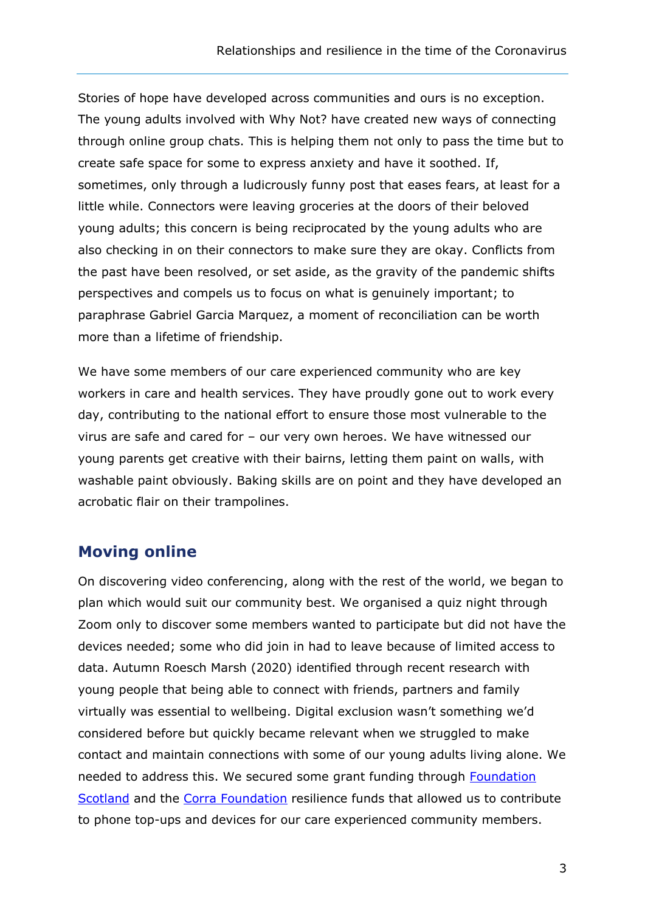Stories of hope have developed across communities and ours is no exception. The young adults involved with Why Not? have created new ways of connecting through online group chats. This is helping them not only to pass the time but to create safe space for some to express anxiety and have it soothed. If, sometimes, only through a ludicrously funny post that eases fears, at least for a little while. Connectors were leaving groceries at the doors of their beloved young adults; this concern is being reciprocated by the young adults who are also checking in on their connectors to make sure they are okay. Conflicts from the past have been resolved, or set aside, as the gravity of the pandemic shifts perspectives and compels us to focus on what is genuinely important; to paraphrase Gabriel Garcia Marquez, a moment of reconciliation can be worth more than a lifetime of friendship.

We have some members of our care experienced community who are key workers in care and health services. They have proudly gone out to work every day, contributing to the national effort to ensure those most vulnerable to the virus are safe and cared for – our very own heroes. We have witnessed our young parents get creative with their bairns, letting them paint on walls, with washable paint obviously. Baking skills are on point and they have developed an acrobatic flair on their trampolines.

## Moving online

On discovering video conferencing, along with the rest of the world, we began to plan which would suit our community best. We organised a quiz night through Zoom only to discover some members wanted to participate but did not have the devices needed; some who did join in had to leave because of limited access to data. Autumn Roesch Marsh (2020) identified through recent research with young people that being able to connect with friends, partners and family virtually was essential to wellbeing. Digital exclusion wasn't something we'd considered before but quickly became relevant when we struggled to make contact and maintain connections with some of our young adults living alone. We needed to address this. We secured some grant funding through [Foundation Scotland]() and the [Corra Foundation]() resilience funds that allowed us to contribute to phone top-ups and devices for our care experienced community members.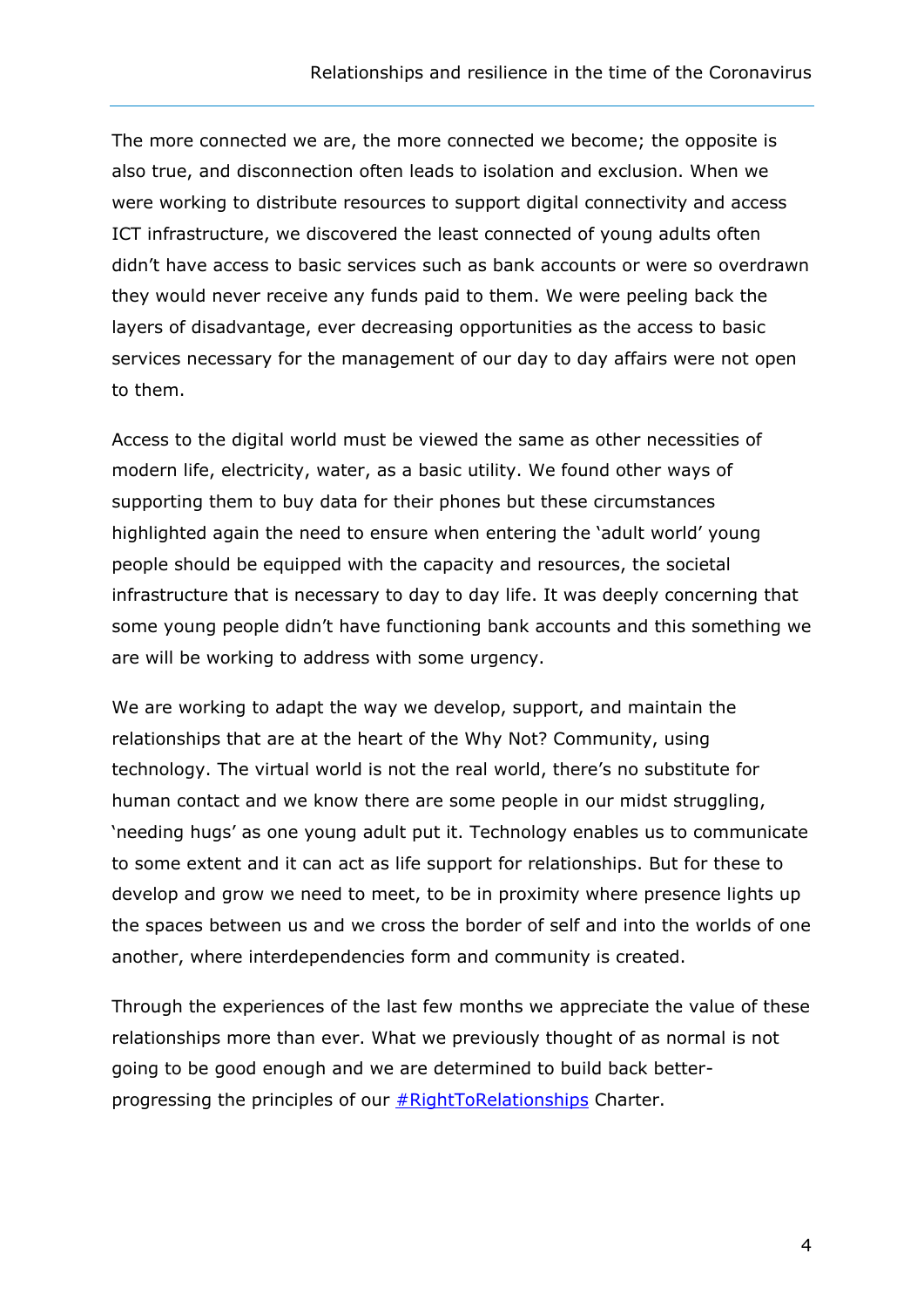The more connected we are, the more connected we become; the opposite is also true, and disconnection often leads to isolation and exclusion. When we were working to distribute resources to support digital connectivity and access ICT infrastructure, we discovered the least connected of young adults often didn't have access to basic services such as bank accounts or were so overdrawn they would never receive any funds paid to them. We were peeling back the layers of disadvantage, ever decreasing opportunities as the access to basic services necessary for the management of our day to day affairs were not open to them.

Access to the digital world must be viewed the same as other necessities of modern life, electricity, water, as a basic utility. We found other ways of supporting them to buy data for their phones but these circumstances highlighted again the need to ensure when entering the 'adult world' young people should be equipped with the capacity and resources, the societal infrastructure that is necessary to day to day life. It was deeply concerning that some young people didn't have functioning bank accounts and this something we are will be working to address with some urgency.

We are working to adapt the way we develop, support, and maintain the relationships that are at the heart of the Why Not? Community, using technology. The virtual world is not the real world, there's no substitute for human contact and we know there are some people in our midst struggling, 'needing hugs' as one young adult put it. Technology enables us to communicate to some extent and it can act as life support for relationships. But for these to develop and grow we need to meet, to be in proximity where presence lights up the spaces between us and we cross the border of self and into the worlds of one another, where interdependencies form and community is created.

Through the experiences of the last few months we appreciate the value of these relationships more than ever. What we previously thought of as normal is not going to be good enough and we are determined to build back better-progressing the principles of our #RightToRelationships Charter.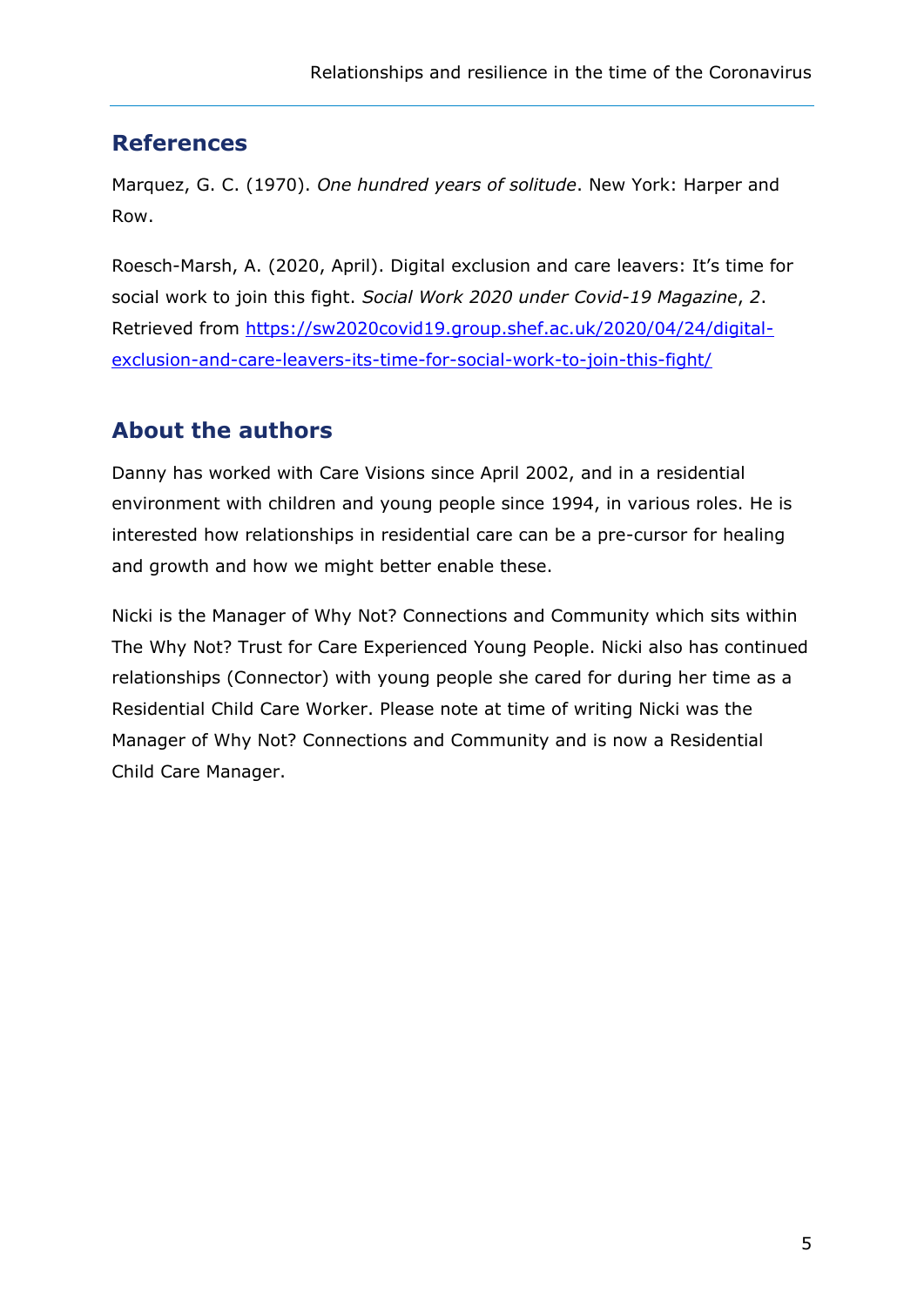## References

Marquez, G. C. (1970). *One hundred years of solitude*. New York: Harper and Row.

Roesch-Marsh, A. (2020, April). Digital exclusion and care leavers: It's time for social work to join this fight. *Social Work 2020 under Covid-19 Magazine*, *2*. Retrieved from [https://sw2020covid19.group.shef.ac.uk/2020/04/24/digital-exclusion-and-care-leavers-its-time-for-social-work-to-join-this-fight/](https://sw2020covid19.group.shef.ac.uk/2020/04/24/digital-exclusion-and-care-leavers-its-time-for-social-work-to-join-this-fight/)

## About the authors

Danny has worked with Care Visions since April 2002, and in a residential environment with children and young people since 1994, in various roles. He is interested how relationships in residential care can be a pre-cursor for healing and growth and how we might better enable these.

Nicki is the Manager of Why Not? Connections and Community which sits within The Why Not? Trust for Care Experienced Young People. Nicki also has continued relationships (Connector) with young people she cared for during her time as a Residential Child Care Worker. Please note at time of writing Nicki was the Manager of Why Not? Connections and Community and is now a Residential Child Care Manager.